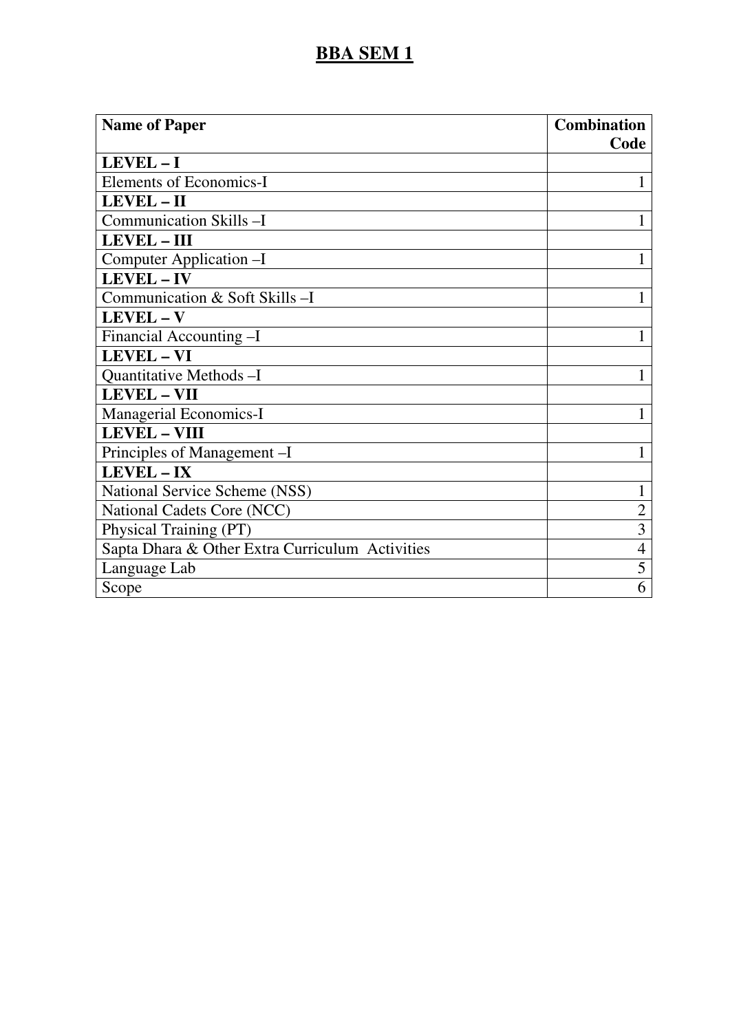# BBA SEM 1

| Name of Paper | Combination Code |
|---|---|
| **LEVEL – I** | |
| Elements of Economics-I | 1 |
| **LEVEL – II** | |
| Communication Skills –I | 1 |
| **LEVEL – III** | |
| Computer Application –I | 1 |
| **LEVEL – IV** | |
| Communication & Soft Skills –I | 1 |
| **LEVEL – V** | |
| Financial Accounting –I | 1 |
| **LEVEL – VI** | |
| Quantitative Methods –I | 1 |
| **LEVEL – VII** | |
| Managerial Economics-I | 1 |
| **LEVEL – VIII** | |
| Principles of Management –I | 1 |
| **LEVEL – IX** | |
| National Service Scheme (NSS) | 1 |
| National Cadets Core (NCC) | 2 |
| Physical Training (PT) | 3 |
| Sapta Dhara & Other Extra Curriculum Activities | 4 |
| Language Lab | 5 |
| Scope | 6 |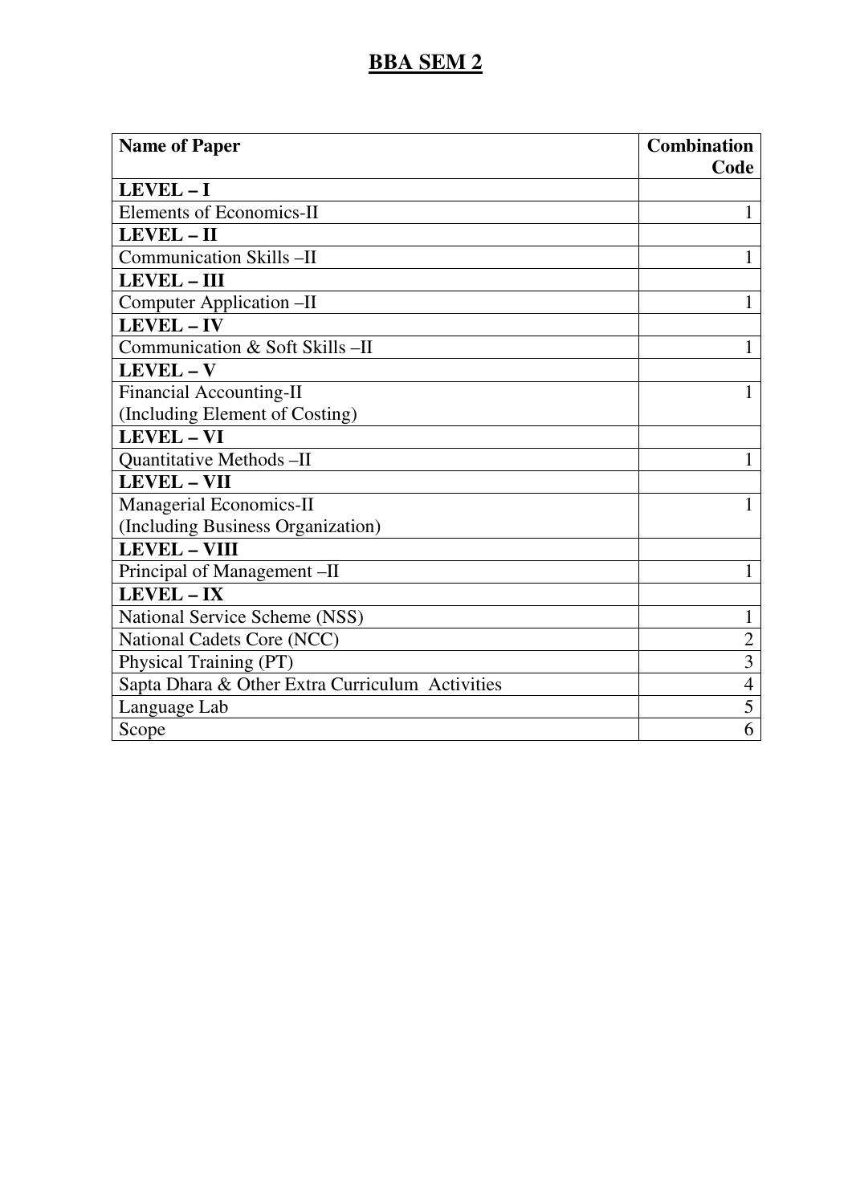# BBA SEM 2

| Name of Paper | Combination Code |
|---|---|
| **LEVEL – I** | |
| Elements of Economics-II | 1 |
| **LEVEL – II** | |
| Communication Skills –II | 1 |
| **LEVEL – III** | |
| Computer Application –II | 1 |
| **LEVEL – IV** | |
| Communication & Soft Skills –II | 1 |
| **LEVEL – V** | |
| Financial Accounting-II (Including Element of Costing) | 1 |
| **LEVEL – VI** | |
| Quantitative Methods –II | 1 |
| **LEVEL – VII** | |
| Managerial Economics-II (Including Business Organization) | 1 |
| **LEVEL – VIII** | |
| Principal of Management –II | 1 |
| **LEVEL – IX** | |
| National Service Scheme (NSS) | 1 |
| National Cadets Core (NCC) | 2 |
| Physical Training (PT) | 3 |
| Sapta Dhara & Other Extra Curriculum Activities | 4 |
| Language Lab | 5 |
| Scope | 6 |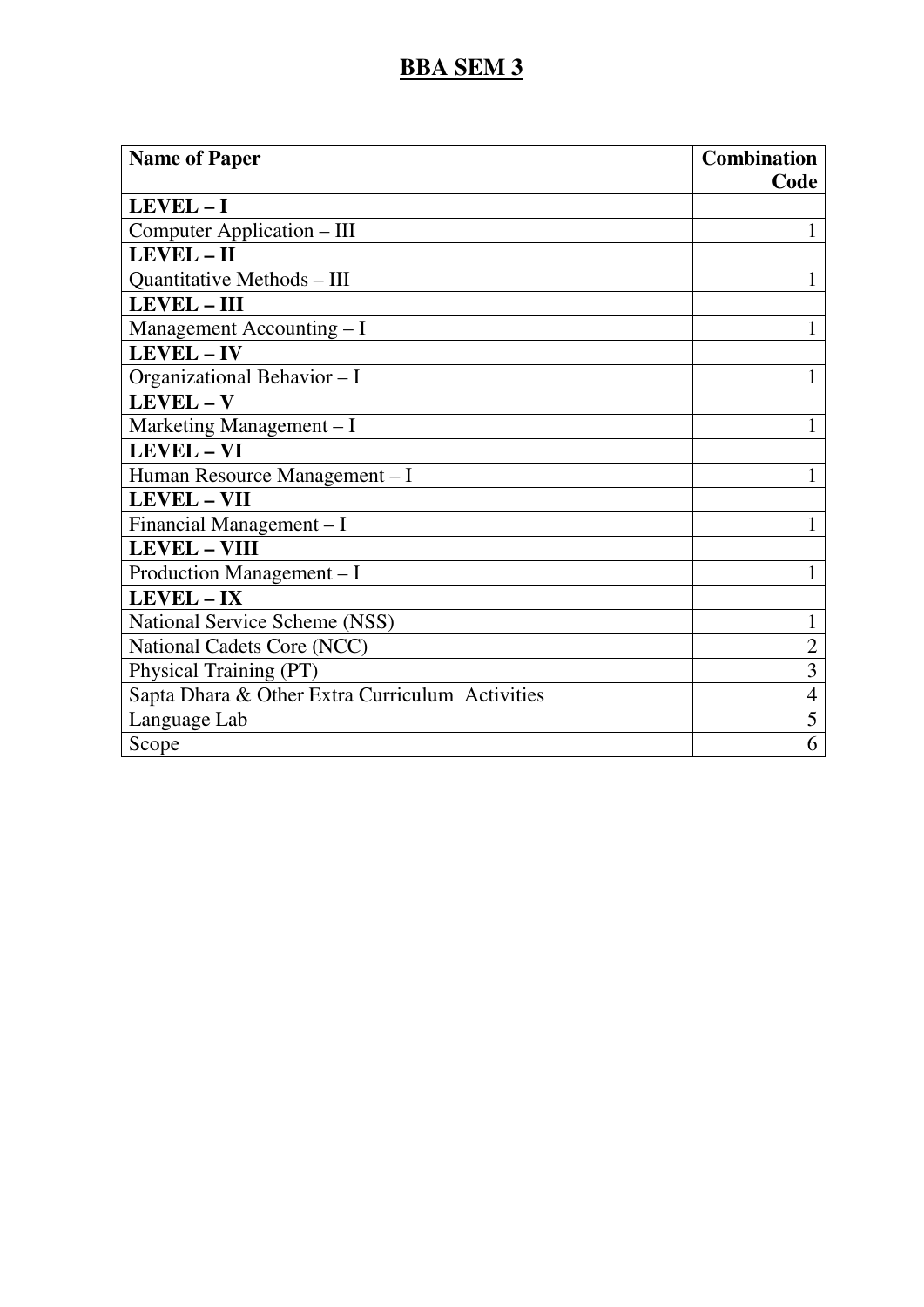# BBA SEM 3

| **Name of Paper** | **Combination Code** |
|---|---|
| **LEVEL – I** | |
| Computer Application – III | 1 |
| **LEVEL – II** | |
| Quantitative Methods – III | 1 |
| **LEVEL – III** | |
| Management Accounting – I | 1 |
| **LEVEL – IV** | |
| Organizational Behavior – I | 1 |
| **LEVEL – V** | |
| Marketing Management – I | 1 |
| **LEVEL – VI** | |
| Human Resource Management – I | 1 |
| **LEVEL – VII** | |
| Financial Management – I | 1 |
| **LEVEL – VIII** | |
| Production Management – I | 1 |
| **LEVEL – IX** | |
| National Service Scheme (NSS) | 1 |
| National Cadets Core (NCC) | 2 |
| Physical Training (PT) | 3 |
| Sapta Dhara & Other Extra Curriculum Activities | 4 |
| Language Lab | 5 |
| Scope | 6 |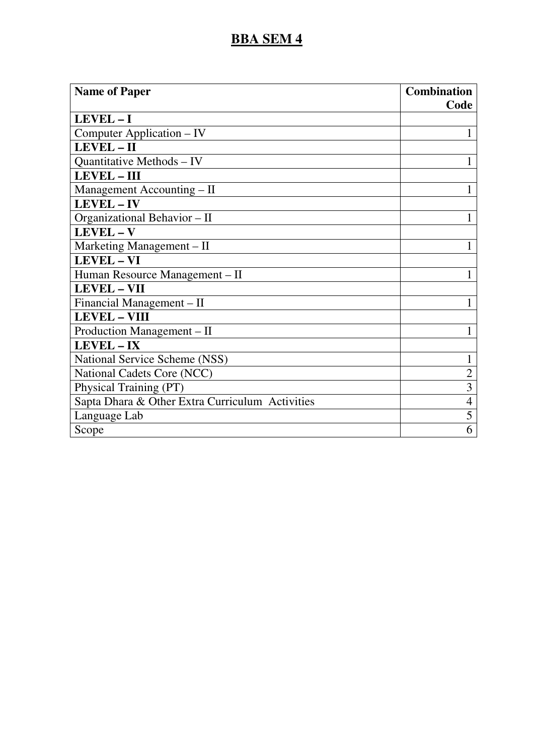# BBA SEM 4

| Name of Paper | Combination Code |
|---|---|
| **LEVEL – I** | |
| Computer Application – IV | 1 |
| **LEVEL – II** | |
| Quantitative Methods – IV | 1 |
| **LEVEL – III** | |
| Management Accounting – II | 1 |
| **LEVEL – IV** | |
| Organizational Behavior – II | 1 |
| **LEVEL – V** | |
| Marketing Management – II | 1 |
| **LEVEL – VI** | |
| Human Resource Management – II | 1 |
| **LEVEL – VII** | |
| Financial Management – II | 1 |
| **LEVEL – VIII** | |
| Production Management – II | 1 |
| **LEVEL – IX** | |
| National Service Scheme (NSS) | 1 |
| National Cadets Core (NCC) | 2 |
| Physical Training (PT) | 3 |
| Sapta Dhara & Other Extra Curriculum Activities | 4 |
| Language Lab | 5 |
| Scope | 6 |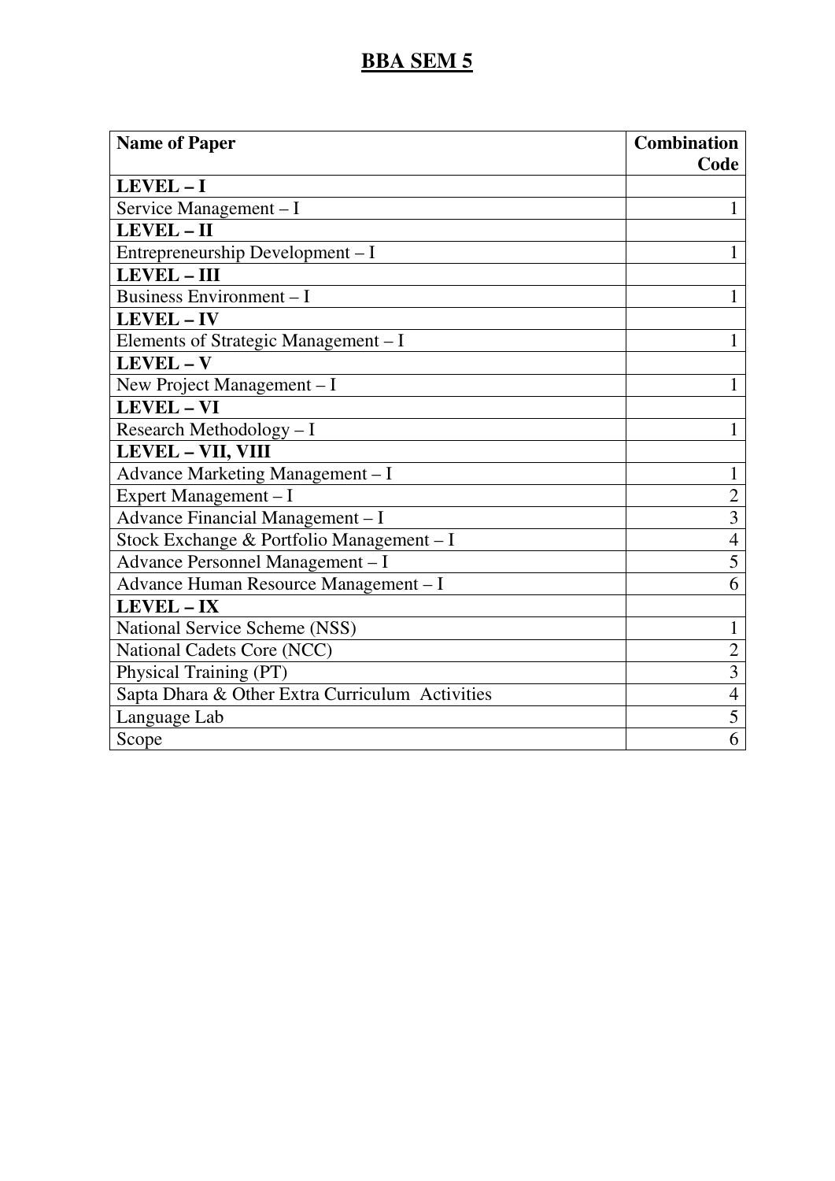# BBA SEM 5

| Name of Paper | Combination Code |
|---|---|
| **LEVEL – I** | |
| Service Management – I | 1 |
| **LEVEL – II** | |
| Entrepreneurship Development – I | 1 |
| **LEVEL – III** | |
| Business Environment – I | 1 |
| **LEVEL – IV** | |
| Elements of Strategic Management – I | 1 |
| **LEVEL – V** | |
| New Project Management – I | 1 |
| **LEVEL – VI** | |
| Research Methodology – I | 1 |
| **LEVEL – VII, VIII** | |
| Advance Marketing Management – I | 1 |
| Expert Management – I | 2 |
| Advance Financial Management – I | 3 |
| Stock Exchange & Portfolio Management – I | 4 |
| Advance Personnel Management – I | 5 |
| Advance Human Resource Management – I | 6 |
| **LEVEL – IX** | |
| National Service Scheme (NSS) | 1 |
| National Cadets Core (NCC) | 2 |
| Physical Training (PT) | 3 |
| Sapta Dhara & Other Extra Curriculum Activities | 4 |
| Language Lab | 5 |
| Scope | 6 |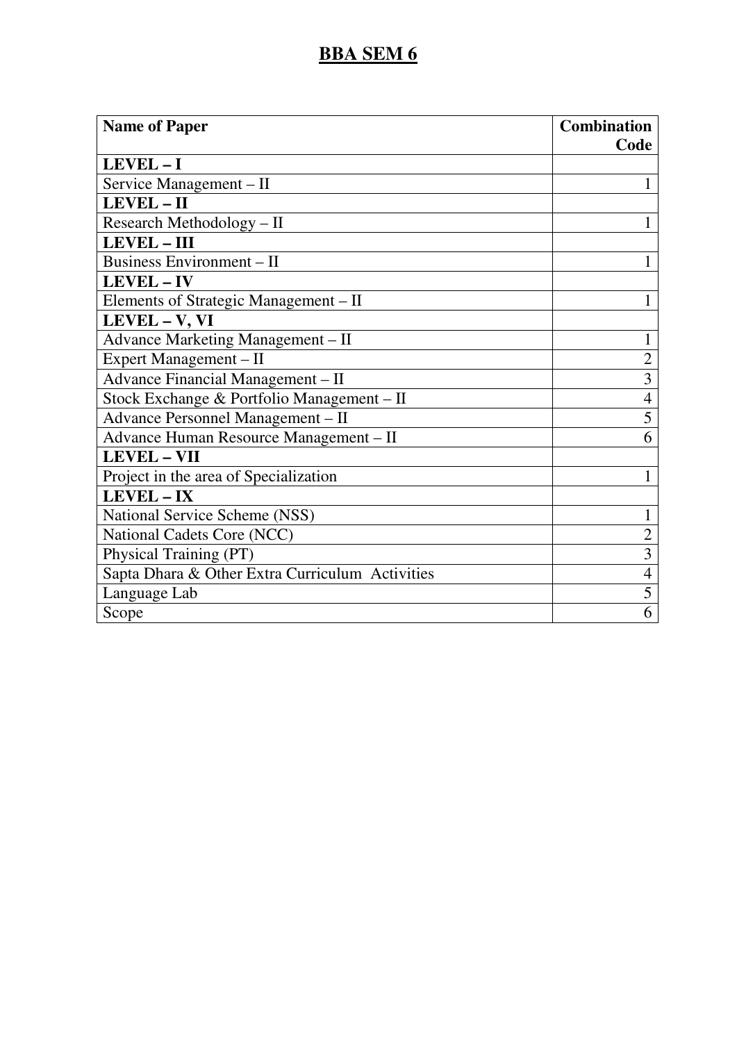# BBA SEM 6

| Name of Paper | Combination Code |
|---|---|
| **LEVEL – I** | |
| Service Management – II | 1 |
| **LEVEL – II** | |
| Research Methodology – II | 1 |
| **LEVEL – III** | |
| Business Environment – II | 1 |
| **LEVEL – IV** | |
| Elements of Strategic Management – II | 1 |
| **LEVEL – V, VI** | |
| Advance Marketing Management – II | 1 |
| Expert Management – II | 2 |
| Advance Financial Management – II | 3 |
| Stock Exchange & Portfolio Management – II | 4 |
| Advance Personnel Management – II | 5 |
| Advance Human Resource Management – II | 6 |
| **LEVEL – VII** | |
| Project in the area of Specialization | 1 |
| **LEVEL – IX** | |
| National Service Scheme (NSS) | 1 |
| National Cadets Core (NCC) | 2 |
| Physical Training (PT) | 3 |
| Sapta Dhara & Other Extra Curriculum Activities | 4 |
| Language Lab | 5 |
| Scope | 6 |